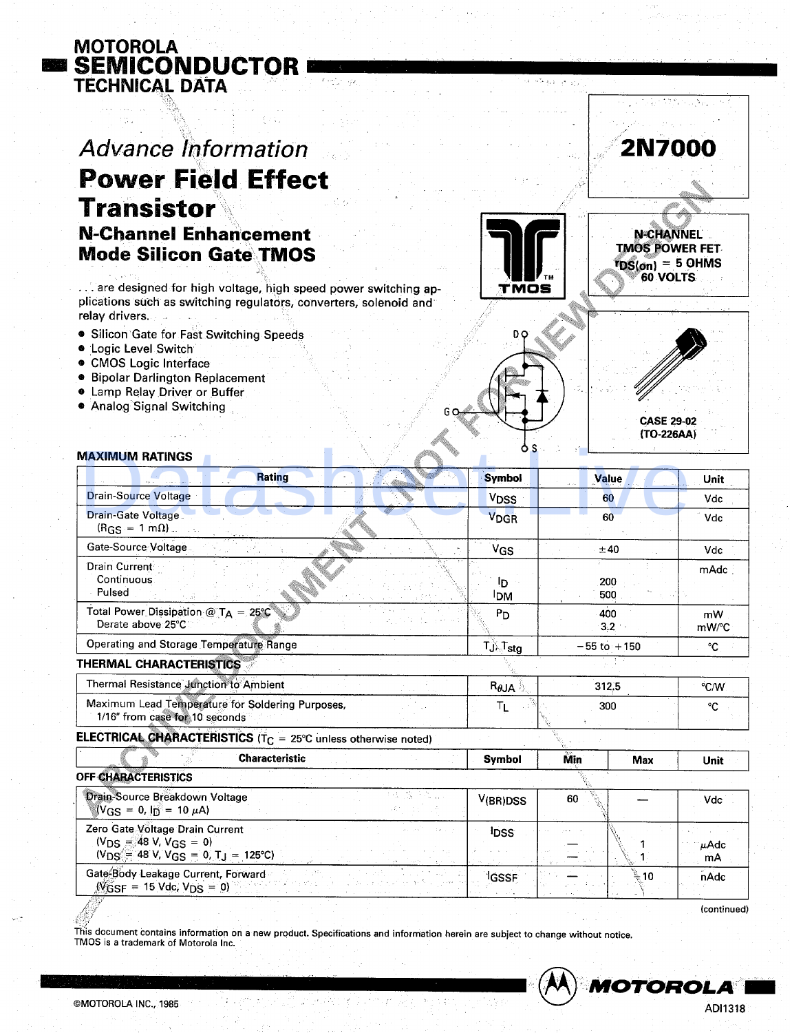MOTOROLA
# SEMICONDUCTOR
TECHNICAL DATA

*Advance Information*

# Power Field Effect Transistor

## N-Channel Enhancement Mode Silicon Gate TMOS

. . . are designed for high voltage, high speed power switching applications such as switching regulators, converters, solenoid and relay drivers.

- Silicon Gate for Fast Switching Speeds
- Logic Level Switch
- CMOS Logic Interface
- Bipolar Darlington Replacement
- Lamp Relay Driver or Buffer
- Analog Signal Switching

**2N7000**

**N-CHANNEL TMOS POWER FET**
**$r_{DS(on)}$ = 5 OHMS**
**60 VOLTS**

TMOS™

CASE 29-02 (TO-226AA)

### MAXIMUM RATINGS

| Rating | Symbol | Value | Unit |
|---|---|---|---|
| Drain-Source Voltage | $V_{DSS}$ | 60 | Vdc |
| Drain-Gate Voltage ($R_{GS}$ = 1 mΩ) | $V_{DGR}$ | 60 | Vdc |
| Gate-Source Voltage | $V_{GS}$ | ±40 | Vdc |
| Drain Current<br>Continuous<br>Pulsed | <br>$I_D$<br>$I_{DM}$ | <br>200<br>500 | mAdc |
| Total Power Dissipation @ $T_A$ = 25°C<br>Derate above 25°C | $P_D$ | 400<br>3.2 | mW<br>mW/°C |
| Operating and Storage Temperature Range | $T_J, T_{stg}$ | −55 to +150 | °C |

### THERMAL CHARACTERISTICS

| Characteristic | Symbol | Value | Unit |
|---|---|---|---|
| Thermal Resistance Junction to Ambient | $R_{\theta JA}$ | 312.5 | °C/W |
| Maximum Lead Temperature for Soldering Purposes, 1/16" from case for 10 seconds | $T_L$ | 300 | °C |

### ELECTRICAL CHARACTERISTICS ($T_C$ = 25°C unless otherwise noted)

| Characteristic | Symbol | Min | Max | Unit |
|---|---|---|---|---|
| **OFF CHARACTERISTICS** | | | | |
| Drain-Source Breakdown Voltage ($V_{GS}$ = 0, $I_D$ = 10 μA) | $V_{(BR)DSS}$ | 60 | — | Vdc |
| Zero Gate Voltage Drain Current<br>($V_{DS}$ = 48 V, $V_{GS}$ = 0)<br>($V_{DS}$ = 48 V, $V_{GS}$ = 0, $T_J$ = 125°C) | $I_{DSS}$ | <br>—<br>— | <br>1<br>1 | <br>μAdc<br>mA |
| Gate-Body Leakage Current, Forward ($V_{GSF}$ = 15 Vdc, $V_{DS}$ = 0) | $I_{GSSF}$ | — | 10 | nAdc |

(continued)

This document contains information on a new product. Specifications and information herein are subject to change without notice.
TMOS is a trademark of Motorola Inc.

©MOTOROLA INC., 1985

ADI1318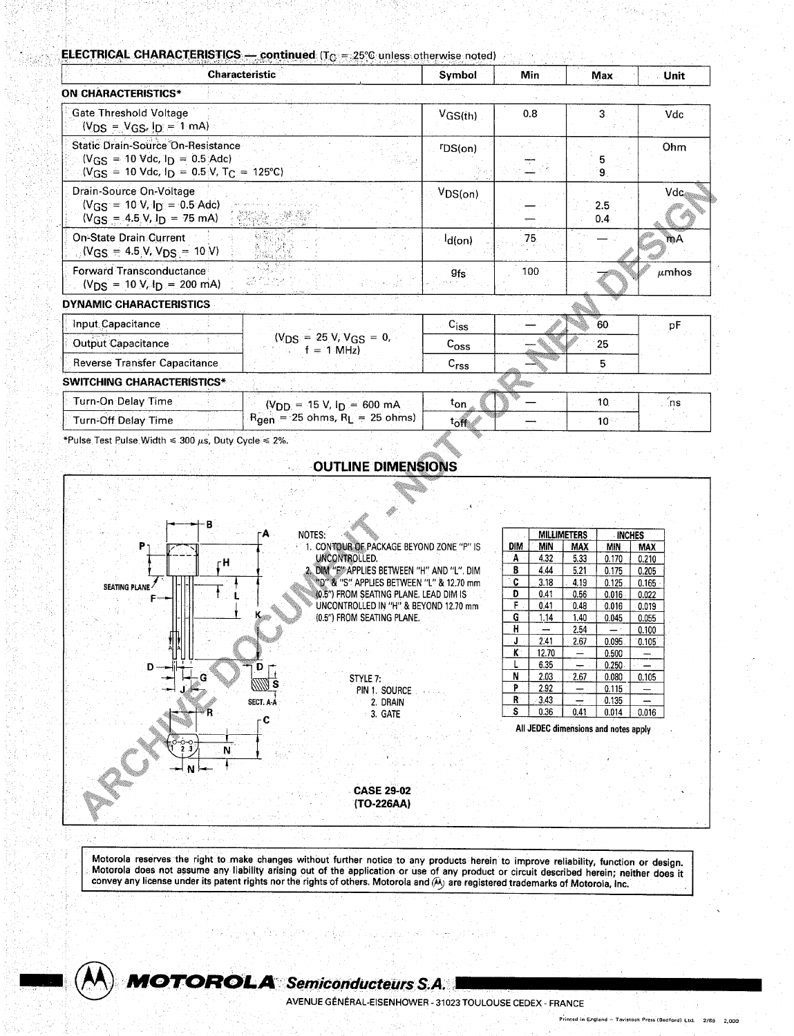**ELECTRICAL CHARACTERISTICS — continued** ($T_C$ = 25°C unless otherwise noted)

| Characteristic | Symbol | Min | Max | Unit |
|---|---|---|---|---|
| **ON CHARACTERISTICS*** | | | | |
| Gate Threshold Voltage ($V_{DS} = V_{GS}$, $I_D$ = 1 mA) | $V_{GS(th)}$ | 0.8 | 3 | Vdc |
| Static Drain-Source On-Resistance ($V_{GS}$ = 10 Vdc, $I_D$ = 0.5 Adc) | $r_{DS(on)}$ | — | 5 | Ohm |
| ($V_{GS}$ = 10 Vdc, $I_D$ = 0.5 V, $T_C$ = 125°C) | | — | 9 | |
| Drain-Source On-Voltage ($V_{GS}$ = 10 V, $I_D$ = 0.5 Adc) | $V_{DS(on)}$ | — | 2.5 | Vdc |
| ($V_{GS}$ = 4.5 V, $I_D$ = 75 mA) | | — | 0.4 | |
| On-State Drain Current ($V_{GS}$ = 4.5 V, $V_{DS}$ = 10 V) | $I_{d(on)}$ | 75 | — | mA |
| Forward Transconductance ($V_{DS}$ = 10 V, $I_D$ = 200 mA) | $g_{fs}$ | 100 | — | μmhos |
| **DYNAMIC CHARACTERISTICS** | | | | |
| Input Capacitance ($V_{DS}$ = 25 V, $V_{GS}$ = 0, f = 1 MHz) | $C_{iss}$ | — | 60 | pF |
| Output Capacitance | $C_{oss}$ | — | 25 | |
| Reverse Transfer Capacitance | $C_{rss}$ | — | 5 | |
| **SWITCHING CHARACTERISTICS*** | | | | |
| Turn-On Delay Time ($V_{DD}$ = 15 V, $I_D$ = 600 mA, $R_{gen}$ = 25 ohms, $R_L$ = 25 ohms) | $t_{on}$ | — | 10 | ns |
| Turn-Off Delay Time | $t_{off}$ | — | 10 | |

*Pulse Test Pulse Width ≤ 300 μs, Duty Cycle ≤ 2%.

## OUTLINE DIMENSIONS

NOTES:
1. CONTOUR OF PACKAGE BEYOND ZONE "P" IS UNCONTROLLED.
2. DIM "F" APPLIES BETWEEN "H" AND "L". DIM "D" & "S" APPLIES BETWEEN "L" & 12.70 mm (0.5") FROM SEATING PLANE. LEAD DIM IS UNCONTROLLED IN "H" & BEYOND 12.70 mm (0.5") FROM SEATING PLANE.

| DIM | MILLIMETERS MIN | MILLIMETERS MAX | INCHES MIN | INCHES MAX |
|---|---|---|---|---|
| A | 4.32 | 5.33 | 0.170 | 0.210 |
| B | 4.44 | 5.21 | 0.175 | 0.205 |
| C | 3.18 | 4.19 | 0.125 | 0.165 |
| D | 0.41 | 0.56 | 0.016 | 0.022 |
| F | 0.41 | 0.48 | 0.016 | 0.019 |
| G | 1.14 | 1.40 | 0.045 | 0.055 |
| H | — | 2.54 | — | 0.100 |
| J | 2.41 | 2.67 | 0.095 | 0.105 |
| K | 12.70 | — | 0.500 | — |
| L | 6.35 | — | 0.250 | — |
| N | 2.03 | 2.67 | 0.080 | 0.105 |
| P | 2.92 | — | 0.115 | — |
| R | 3.43 | — | 0.135 | — |
| S | 0.36 | 0.41 | 0.014 | 0.016 |

All JEDEC dimensions and notes apply

STYLE 7:
PIN 1. SOURCE
2. DRAIN
3. GATE

CASE 29-02
(TO-226AA)

Motorola reserves the right to make changes without further notice to any products herein to improve reliability, function or design. Motorola does not assume any liability arising out of the application or use of any product or circuit described herein; neither does it convey any license under its patent rights nor the rights of others. Motorola and Ⓜ are registered trademarks of Motorola, Inc.

MOTOROLA Semiconducteurs S.A.
AVENUE GÉNÉRAL-EISENHOWER - 31023 TOULOUSE CEDEX - FRANCE

Printed in England – Tavistock Press (Bedford) Ltd. 2/89 2,000